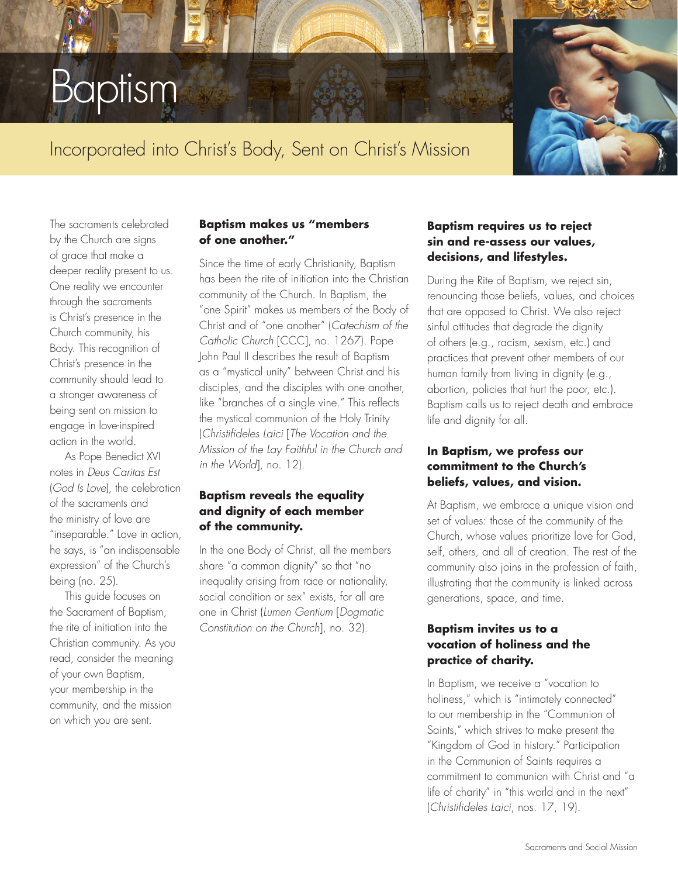# Baptism

## Incorporated into Christ's Body, Sent on Christ's Mission

The sacraments celebrated by the Church are signs of grace that make a deeper reality present to us. One reality we encounter through the sacraments is Christ's presence in the Church community, his Body. This recognition of Christ's presence in the community should lead to a stronger awareness of being sent on mission to engage in love-inspired action in the world.

As Pope Benedict XVI notes in *Deus Caritas Est* (*God Is Love*), the celebration of the sacraments and the ministry of love are "inseparable." Love in action, he says, is "an indispensable expression" of the Church's being (no. 25).

This guide focuses on the Sacrament of Baptism, the rite of initiation into the Christian community. As you read, consider the meaning of your own Baptism, your membership in the community, and the mission on which you are sent.

**Baptism makes us "members of one another."**

Since the time of early Christianity, Baptism has been the rite of initiation into the Christian community of the Church. In Baptism, the "one Spirit" makes us members of the Body of Christ and of "one another" (*Catechism of the Catholic Church* [CCC], no. 1267). Pope John Paul II describes the result of Baptism as a "mystical unity" between Christ and his disciples, and the disciples with one another, like "branches of a single vine." This reflects the mystical communion of the Holy Trinity (*Christifideles Laici* [*The Vocation and the Mission of the Lay Faithful in the Church and in the World*], no. 12).

**Baptism reveals the equality and dignity of each member of the community.**

In the one Body of Christ, all the members share "a common dignity" so that "no inequality arising from race or nationality, social condition or sex" exists, for all are one in Christ (*Lumen Gentium* [*Dogmatic Constitution on the Church*], no. 32).

**Baptism requires us to reject sin and re-assess our values, decisions, and lifestyles.**

During the Rite of Baptism, we reject sin, renouncing those beliefs, values, and choices that are opposed to Christ. We also reject sinful attitudes that degrade the dignity of others (e.g., racism, sexism, etc.) and practices that prevent other members of our human family from living in dignity (e.g., abortion, policies that hurt the poor, etc.). Baptism calls us to reject death and embrace life and dignity for all.

**In Baptism, we profess our commitment to the Church's beliefs, values, and vision.**

At Baptism, we embrace a unique vision and set of values: those of the community of the Church, whose values prioritize love for God, self, others, and all of creation. The rest of the community also joins in the profession of faith, illustrating that the community is linked across generations, space, and time.

**Baptism invites us to a vocation of holiness and the practice of charity.**

In Baptism, we receive a "vocation to holiness," which is "intimately connected" to our membership in the "Communion of Saints," which strives to make present the "Kingdom of God in history." Participation in the Communion of Saints requires a commitment to communion with Christ and "a life of charity" in "this world and in the next" (*Christifideles Laici*, nos. 17, 19).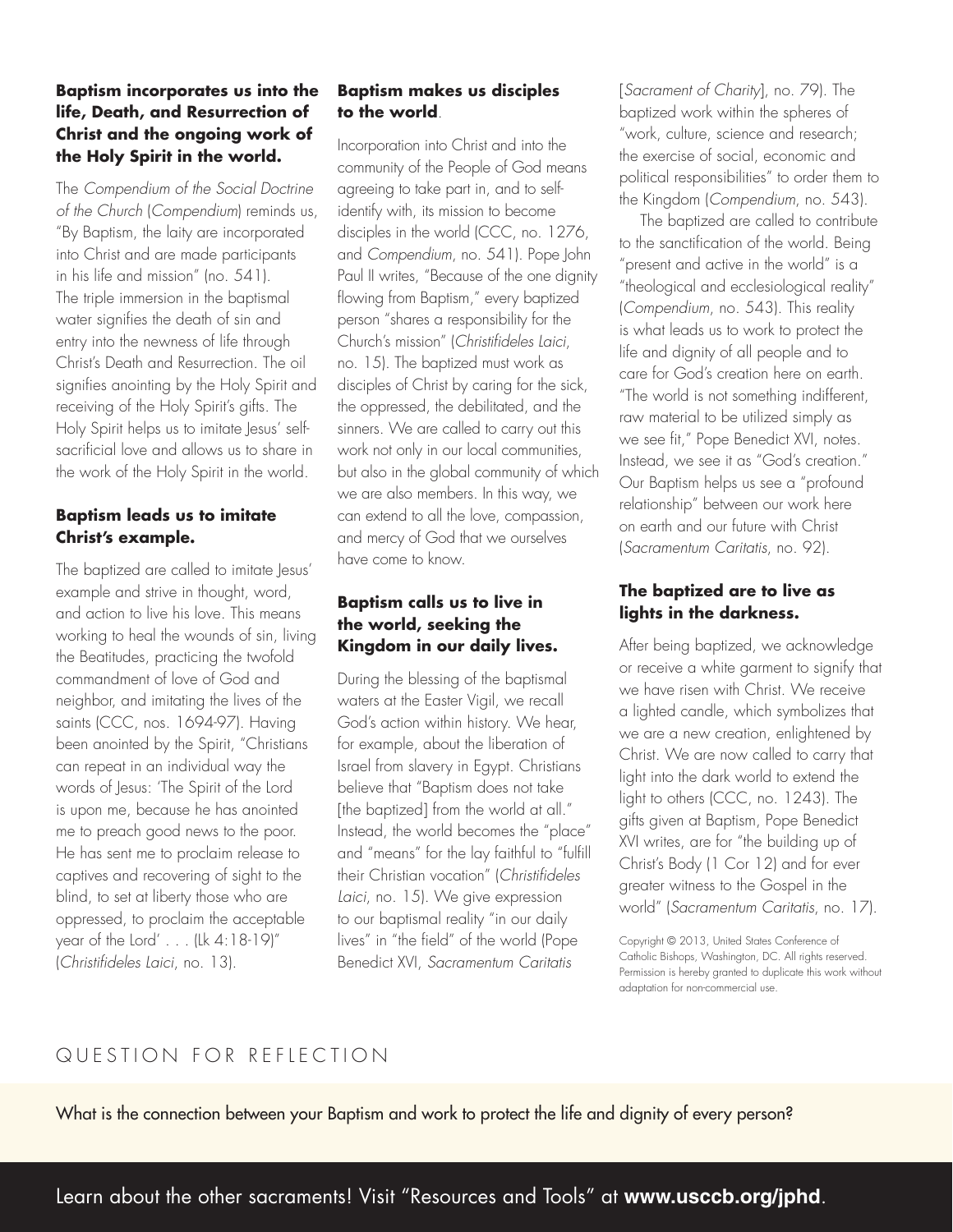### Baptism incorporates us into the life, Death, and Resurrection of Christ and the ongoing work of the Holy Spirit in the world.

The *Compendium of the Social Doctrine of the Church* (*Compendium*) reminds us, "By Baptism, the laity are incorporated into Christ and are made participants in his life and mission" (no. 541). The triple immersion in the baptismal water signifies the death of sin and entry into the newness of life through Christ's Death and Resurrection. The oil signifies anointing by the Holy Spirit and receiving of the Holy Spirit's gifts. The Holy Spirit helps us to imitate Jesus' self-sacrificial love and allows us to share in the work of the Holy Spirit in the world.

### Baptism leads us to imitate Christ's example.

The baptized are called to imitate Jesus' example and strive in thought, word, and action to live his love. This means working to heal the wounds of sin, living the Beatitudes, practicing the twofold commandment of love of God and neighbor, and imitating the lives of the saints (CCC, nos. 1694-97). Having been anointed by the Spirit, "Christians can repeat in an individual way the words of Jesus: 'The Spirit of the Lord is upon me, because he has anointed me to preach good news to the poor. He has sent me to proclaim release to captives and recovering of sight to the blind, to set at liberty those who are oppressed, to proclaim the acceptable year of the Lord' . . . (Lk 4:18-19)" (*Christifideles Laici*, no. 13).

### Baptism makes us disciples to the world.

Incorporation into Christ and into the community of the People of God means agreeing to take part in, and to self-identify with, its mission to become disciples in the world (CCC, no. 1276, and *Compendium*, no. 541). Pope John Paul II writes, "Because of the one dignity flowing from Baptism," every baptized person "shares a responsibility for the Church's mission" (*Christifideles Laici*, no. 15). The baptized must work as disciples of Christ by caring for the sick, the oppressed, the debilitated, and the sinners. We are called to carry out this work not only in our local communities, but also in the global community of which we are also members. In this way, we can extend to all the love, compassion, and mercy of God that we ourselves have come to know.

### Baptism calls us to live in the world, seeking the Kingdom in our daily lives.

During the blessing of the baptismal waters at the Easter Vigil, we recall God's action within history. We hear, for example, about the liberation of Israel from slavery in Egypt. Christians believe that "Baptism does not take [the baptized] from the world at all." Instead, the world becomes the "place" and "means" for the lay faithful to "fulfill their Christian vocation" (*Christifideles Laici*, no. 15). We give expression to our baptismal reality "in our daily lives" in "the field" of the world (Pope Benedict XVI, *Sacramentum Caritatis* [*Sacrament of Charity*], no. 79). The baptized work within the spheres of "work, culture, science and research; the exercise of social, economic and political responsibilities" to order them to the Kingdom (*Compendium*, no. 543).

The baptized are called to contribute to the sanctification of the world. Being "present and active in the world" is a "theological and ecclesiological reality" (*Compendium*, no. 543). This reality is what leads us to work to protect the life and dignity of all people and to care for God's creation here on earth. "The world is not something indifferent, raw material to be utilized simply as we see fit," Pope Benedict XVI, notes. Instead, we see it as "God's creation." Our Baptism helps us see a "profound relationship" between our work here on earth and our future with Christ (*Sacramentum Caritatis*, no. 92).

### The baptized are to live as lights in the darkness.

After being baptized, we acknowledge or receive a white garment to signify that we have risen with Christ. We receive a lighted candle, which symbolizes that we are a new creation, enlightened by Christ. We are now called to carry that light into the dark world to extend the light to others (CCC, no. 1243). The gifts given at Baptism, Pope Benedict XVI writes, are for "the building up of Christ's Body (1 Cor 12) and for ever greater witness to the Gospel in the world" (*Sacramentum Caritatis*, no. 17).

Copyright © 2013, United States Conference of Catholic Bishops, Washington, DC. All rights reserved. Permission is hereby granted to duplicate this work without adaptation for non-commercial use.

## QUESTION FOR REFLECTION

What is the connection between your Baptism and work to protect the life and dignity of every person?

Learn about the other sacraments! Visit "Resources and Tools" at **www.usccb.org/jphd**.